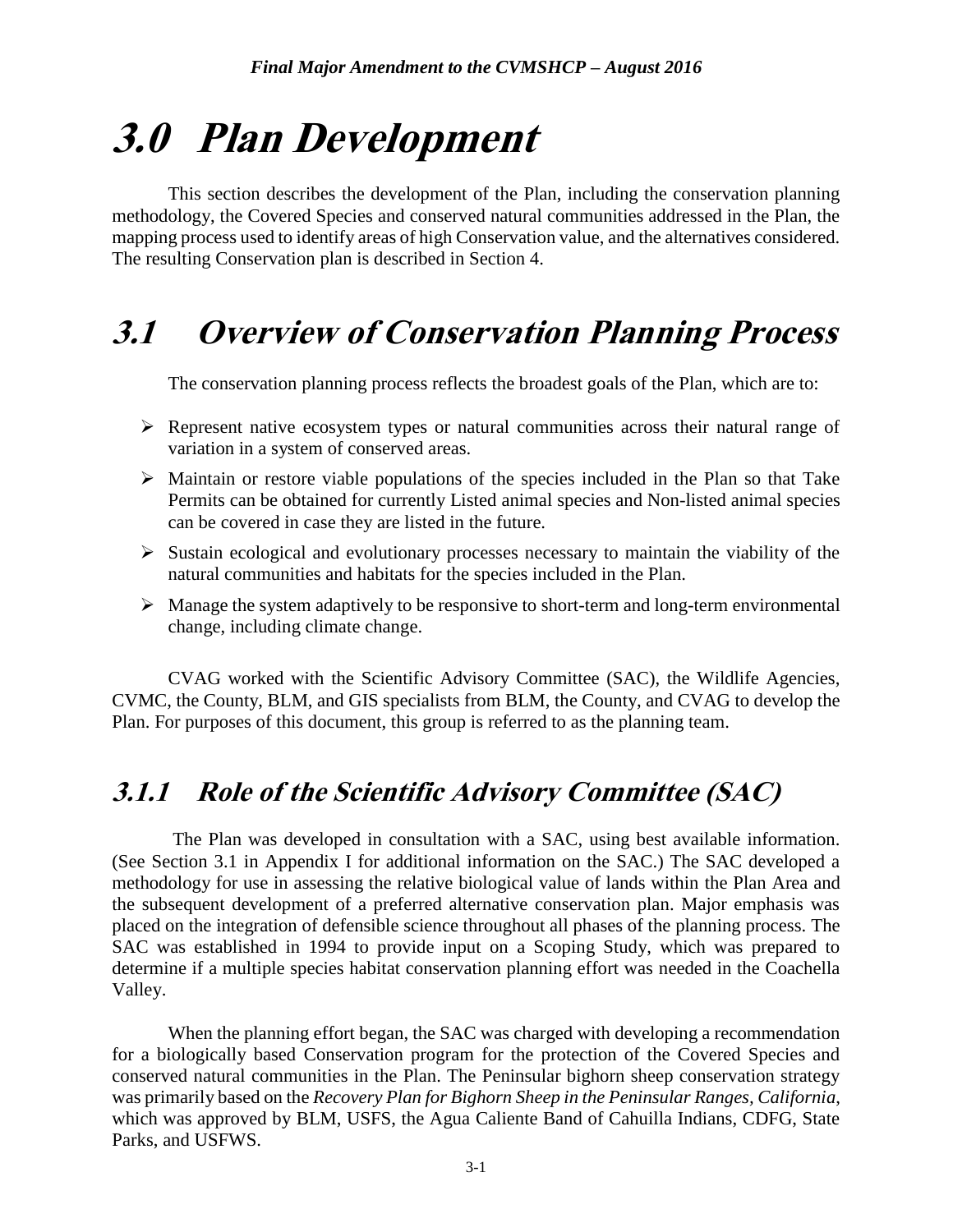# 3.0 Plan Development

This section describes the development of the Plan, including the conservation planning methodology, the Covered Species and conserved natural communities addressed in the Plan, the mapping process used to identify areas of high Conservation value, and the alternatives considered. The resulting Conservation plan is described in Section 4.

## 3.1 Overview of Conservation Planning Process

The conservation planning process reflects the broadest goals of the Plan, which are to:

- Represent native ecosystem types or natural communities across their natural range of variation in a system of conserved areas.
- Maintain or restore viable populations of the species included in the Plan so that Take Permits can be obtained for currently Listed animal species and Non-listed animal species can be covered in case they are listed in the future.
- Sustain ecological and evolutionary processes necessary to maintain the viability of the natural communities and habitats for the species included in the Plan.
- Manage the system adaptively to be responsive to short-term and long-term environmental change, including climate change.

CVAG worked with the Scientific Advisory Committee (SAC), the Wildlife Agencies, CVMC, the County, BLM, and GIS specialists from BLM, the County, and CVAG to develop the Plan. For purposes of this document, this group is referred to as the planning team.

### 3.1.1 Role of the Scientific Advisory Committee (SAC)

The Plan was developed in consultation with a SAC, using best available information. (See Section 3.1 in Appendix I for additional information on the SAC.) The SAC developed a methodology for use in assessing the relative biological value of lands within the Plan Area and the subsequent development of a preferred alternative conservation plan. Major emphasis was placed on the integration of defensible science throughout all phases of the planning process. The SAC was established in 1994 to provide input on a Scoping Study, which was prepared to determine if a multiple species habitat conservation planning effort was needed in the Coachella Valley.

When the planning effort began, the SAC was charged with developing a recommendation for a biologically based Conservation program for the protection of the Covered Species and conserved natural communities in the Plan. The Peninsular bighorn sheep conservation strategy was primarily based on the *Recovery Plan for Bighorn Sheep in the Peninsular Ranges, California*, which was approved by BLM, USFS, the Agua Caliente Band of Cahuilla Indians, CDFG, State Parks, and USFWS.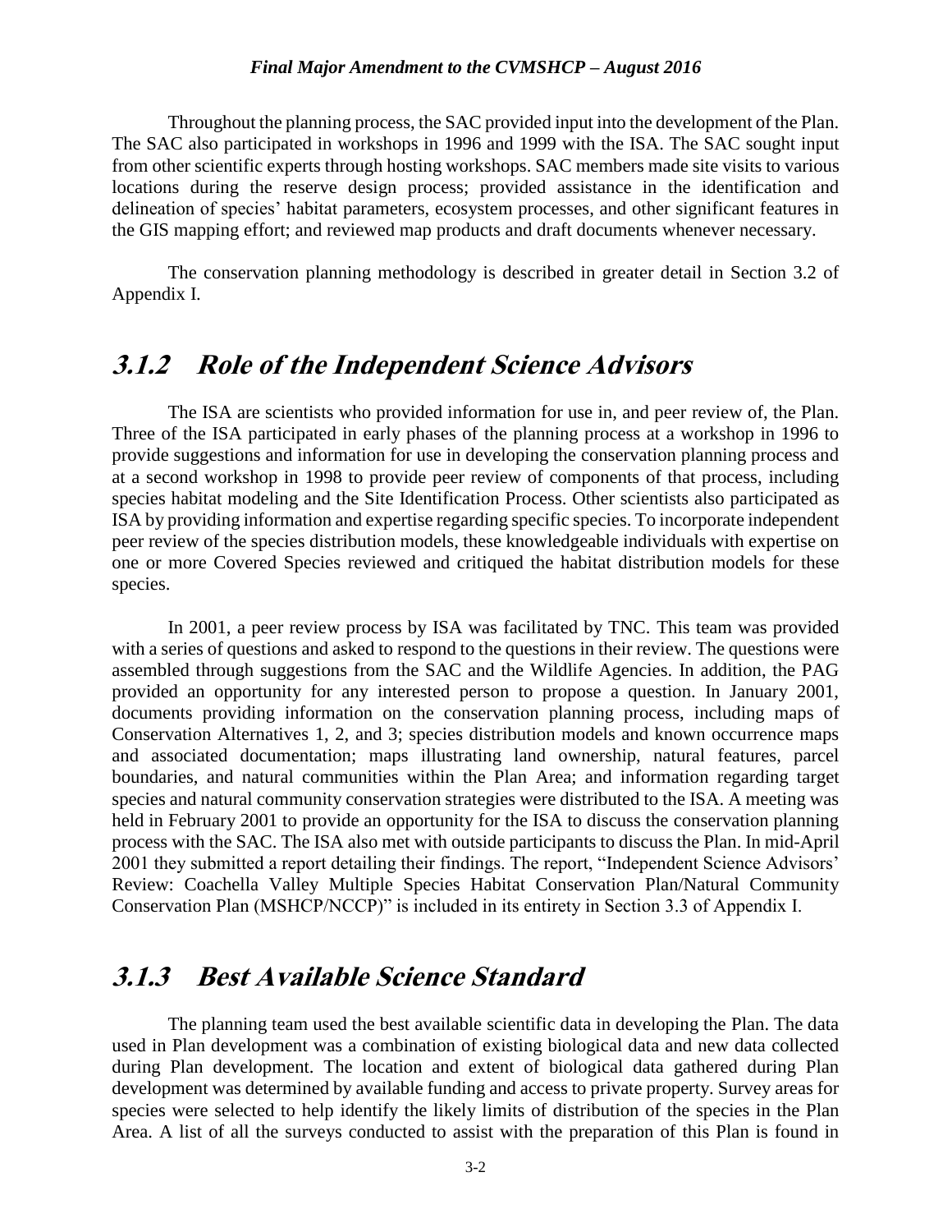Throughout the planning process, the SAC provided input into the development of the Plan. The SAC also participated in workshops in 1996 and 1999 with the ISA. The SAC sought input from other scientific experts through hosting workshops. SAC members made site visits to various locations during the reserve design process; provided assistance in the identification and delineation of species' habitat parameters, ecosystem processes, and other significant features in the GIS mapping effort; and reviewed map products and draft documents whenever necessary.

The conservation planning methodology is described in greater detail in Section 3.2 of Appendix I.

## *3.1.2 Role of the Independent Science Advisors*

The ISA are scientists who provided information for use in, and peer review of, the Plan. Three of the ISA participated in early phases of the planning process at a workshop in 1996 to provide suggestions and information for use in developing the conservation planning process and at a second workshop in 1998 to provide peer review of components of that process, including species habitat modeling and the Site Identification Process. Other scientists also participated as ISA by providing information and expertise regarding specific species. To incorporate independent peer review of the species distribution models, these knowledgeable individuals with expertise on one or more Covered Species reviewed and critiqued the habitat distribution models for these species.

In 2001, a peer review process by ISA was facilitated by TNC. This team was provided with a series of questions and asked to respond to the questions in their review. The questions were assembled through suggestions from the SAC and the Wildlife Agencies. In addition, the PAG provided an opportunity for any interested person to propose a question. In January 2001, documents providing information on the conservation planning process, including maps of Conservation Alternatives 1, 2, and 3; species distribution models and known occurrence maps and associated documentation; maps illustrating land ownership, natural features, parcel boundaries, and natural communities within the Plan Area; and information regarding target species and natural community conservation strategies were distributed to the ISA. A meeting was held in February 2001 to provide an opportunity for the ISA to discuss the conservation planning process with the SAC. The ISA also met with outside participants to discuss the Plan. In mid-April 2001 they submitted a report detailing their findings. The report, "Independent Science Advisors' Review: Coachella Valley Multiple Species Habitat Conservation Plan/Natural Community Conservation Plan (MSHCP/NCCP)" is included in its entirety in Section 3.3 of Appendix I.

## *3.1.3 Best Available Science Standard*

The planning team used the best available scientific data in developing the Plan. The data used in Plan development was a combination of existing biological data and new data collected during Plan development. The location and extent of biological data gathered during Plan development was determined by available funding and access to private property. Survey areas for species were selected to help identify the likely limits of distribution of the species in the Plan Area. A list of all the surveys conducted to assist with the preparation of this Plan is found in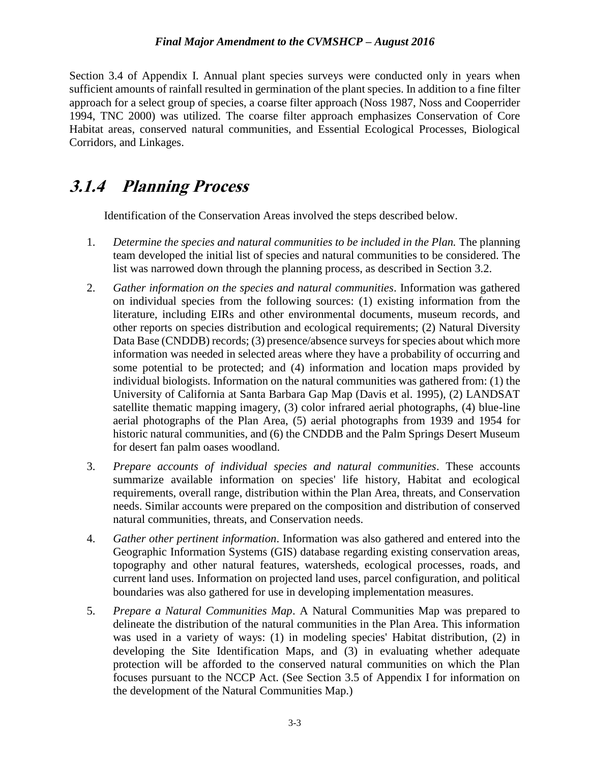Section 3.4 of Appendix I. Annual plant species surveys were conducted only in years when sufficient amounts of rainfall resulted in germination of the plant species. In addition to a fine filter approach for a select group of species, a coarse filter approach (Noss 1987, Noss and Cooperrider 1994, TNC 2000) was utilized. The coarse filter approach emphasizes Conservation of Core Habitat areas, conserved natural communities, and Essential Ecological Processes, Biological Corridors, and Linkages.

### *3.1.4 Planning Process*

Identification of the Conservation Areas involved the steps described below.

1. *Determine the species and natural communities to be included in the Plan.* The planning team developed the initial list of species and natural communities to be considered. The list was narrowed down through the planning process, as described in Section 3.2.

2. *Gather information on the species and natural communities*. Information was gathered on individual species from the following sources: (1) existing information from the literature, including EIRs and other environmental documents, museum records, and other reports on species distribution and ecological requirements; (2) Natural Diversity Data Base (CNDDB) records; (3) presence/absence surveys for species about which more information was needed in selected areas where they have a probability of occurring and some potential to be protected; and (4) information and location maps provided by individual biologists. Information on the natural communities was gathered from: (1) the University of California at Santa Barbara Gap Map (Davis et al. 1995), (2) LANDSAT satellite thematic mapping imagery, (3) color infrared aerial photographs, (4) blue-line aerial photographs of the Plan Area, (5) aerial photographs from 1939 and 1954 for historic natural communities, and (6) the CNDDB and the Palm Springs Desert Museum for desert fan palm oases woodland.

3. *Prepare accounts of individual species and natural communities*. These accounts summarize available information on species' life history, Habitat and ecological requirements, overall range, distribution within the Plan Area, threats, and Conservation needs. Similar accounts were prepared on the composition and distribution of conserved natural communities, threats, and Conservation needs.

4. *Gather other pertinent information*. Information was also gathered and entered into the Geographic Information Systems (GIS) database regarding existing conservation areas, topography and other natural features, watersheds, ecological processes, roads, and current land uses. Information on projected land uses, parcel configuration, and political boundaries was also gathered for use in developing implementation measures.

5. *Prepare a Natural Communities Map*. A Natural Communities Map was prepared to delineate the distribution of the natural communities in the Plan Area. This information was used in a variety of ways: (1) in modeling species' Habitat distribution, (2) in developing the Site Identification Maps, and (3) in evaluating whether adequate protection will be afforded to the conserved natural communities on which the Plan focuses pursuant to the NCCP Act. (See Section 3.5 of Appendix I for information on the development of the Natural Communities Map.)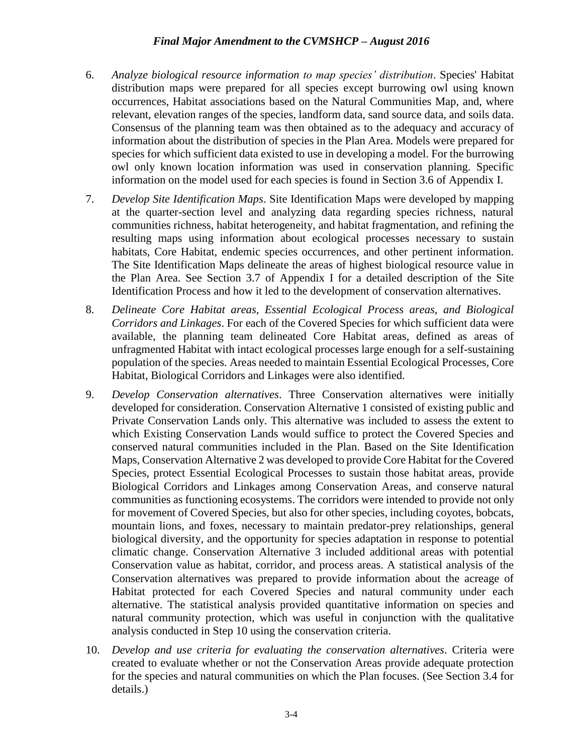6. *Analyze biological resource information to map species' distribution*. Species' Habitat distribution maps were prepared for all species except burrowing owl using known occurrences, Habitat associations based on the Natural Communities Map, and, where relevant, elevation ranges of the species, landform data, sand source data, and soils data. Consensus of the planning team was then obtained as to the adequacy and accuracy of information about the distribution of species in the Plan Area. Models were prepared for species for which sufficient data existed to use in developing a model. For the burrowing owl only known location information was used in conservation planning. Specific information on the model used for each species is found in Section 3.6 of Appendix I.

7. *Develop Site Identification Maps*. Site Identification Maps were developed by mapping at the quarter-section level and analyzing data regarding species richness, natural communities richness, habitat heterogeneity, and habitat fragmentation, and refining the resulting maps using information about ecological processes necessary to sustain habitats, Core Habitat, endemic species occurrences, and other pertinent information. The Site Identification Maps delineate the areas of highest biological resource value in the Plan Area. See Section 3.7 of Appendix I for a detailed description of the Site Identification Process and how it led to the development of conservation alternatives.

8. *Delineate Core Habitat areas, Essential Ecological Process areas, and Biological Corridors and Linkages*. For each of the Covered Species for which sufficient data were available, the planning team delineated Core Habitat areas, defined as areas of unfragmented Habitat with intact ecological processes large enough for a self-sustaining population of the species. Areas needed to maintain Essential Ecological Processes, Core Habitat, Biological Corridors and Linkages were also identified.

9. *Develop Conservation alternatives*. Three Conservation alternatives were initially developed for consideration. Conservation Alternative 1 consisted of existing public and Private Conservation Lands only. This alternative was included to assess the extent to which Existing Conservation Lands would suffice to protect the Covered Species and conserved natural communities included in the Plan. Based on the Site Identification Maps, Conservation Alternative 2 was developed to provide Core Habitat for the Covered Species, protect Essential Ecological Processes to sustain those habitat areas, provide Biological Corridors and Linkages among Conservation Areas, and conserve natural communities as functioning ecosystems. The corridors were intended to provide not only for movement of Covered Species, but also for other species, including coyotes, bobcats, mountain lions, and foxes, necessary to maintain predator-prey relationships, general biological diversity, and the opportunity for species adaptation in response to potential climatic change. Conservation Alternative 3 included additional areas with potential Conservation value as habitat, corridor, and process areas. A statistical analysis of the Conservation alternatives was prepared to provide information about the acreage of Habitat protected for each Covered Species and natural community under each alternative. The statistical analysis provided quantitative information on species and natural community protection, which was useful in conjunction with the qualitative analysis conducted in Step 10 using the conservation criteria.

10. *Develop and use criteria for evaluating the conservation alternatives*. Criteria were created to evaluate whether or not the Conservation Areas provide adequate protection for the species and natural communities on which the Plan focuses. (See Section 3.4 for details.)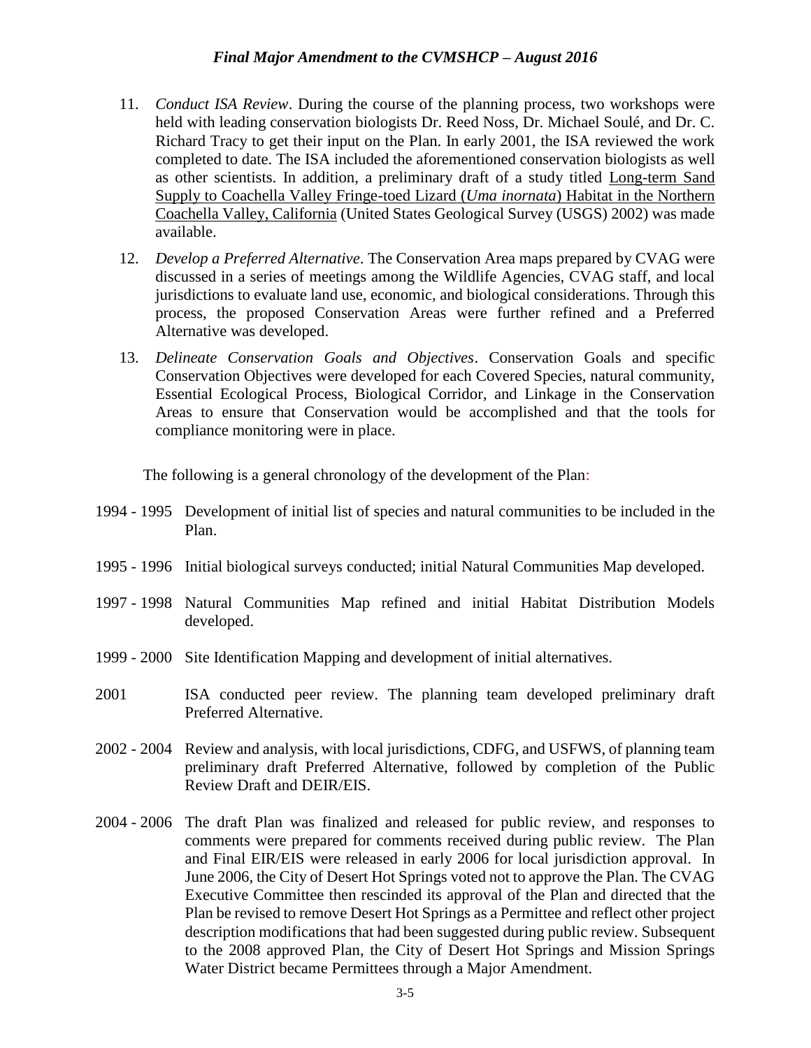11. *Conduct ISA Review*. During the course of the planning process, two workshops were held with leading conservation biologists Dr. Reed Noss, Dr. Michael Soulé, and Dr. C. Richard Tracy to get their input on the Plan. In early 2001, the ISA reviewed the work completed to date. The ISA included the aforementioned conservation biologists as well as other scientists. In addition, a preliminary draft of a study titled Long-term Sand Supply to Coachella Valley Fringe-toed Lizard (*Uma inornata*) Habitat in the Northern Coachella Valley, California (United States Geological Survey (USGS) 2002) was made available.

12. *Develop a Preferred Alternative*. The Conservation Area maps prepared by CVAG were discussed in a series of meetings among the Wildlife Agencies, CVAG staff, and local jurisdictions to evaluate land use, economic, and biological considerations. Through this process, the proposed Conservation Areas were further refined and a Preferred Alternative was developed.

13. *Delineate Conservation Goals and Objectives*. Conservation Goals and specific Conservation Objectives were developed for each Covered Species, natural community, Essential Ecological Process, Biological Corridor, and Linkage in the Conservation Areas to ensure that Conservation would be accomplished and that the tools for compliance monitoring were in place.

The following is a general chronology of the development of the Plan:

1994 - 1995 Development of initial list of species and natural communities to be included in the Plan.

1995 - 1996 Initial biological surveys conducted; initial Natural Communities Map developed.

1997 - 1998 Natural Communities Map refined and initial Habitat Distribution Models developed.

1999 - 2000 Site Identification Mapping and development of initial alternatives.

2001 ISA conducted peer review. The planning team developed preliminary draft Preferred Alternative.

2002 - 2004 Review and analysis, with local jurisdictions, CDFG, and USFWS, of planning team preliminary draft Preferred Alternative, followed by completion of the Public Review Draft and DEIR/EIS.

2004 - 2006 The draft Plan was finalized and released for public review, and responses to comments were prepared for comments received during public review. The Plan and Final EIR/EIS were released in early 2006 for local jurisdiction approval. In June 2006, the City of Desert Hot Springs voted not to approve the Plan. The CVAG Executive Committee then rescinded its approval of the Plan and directed that the Plan be revised to remove Desert Hot Springs as a Permittee and reflect other project description modifications that had been suggested during public review. Subsequent to the 2008 approved Plan, the City of Desert Hot Springs and Mission Springs Water District became Permittees through a Major Amendment.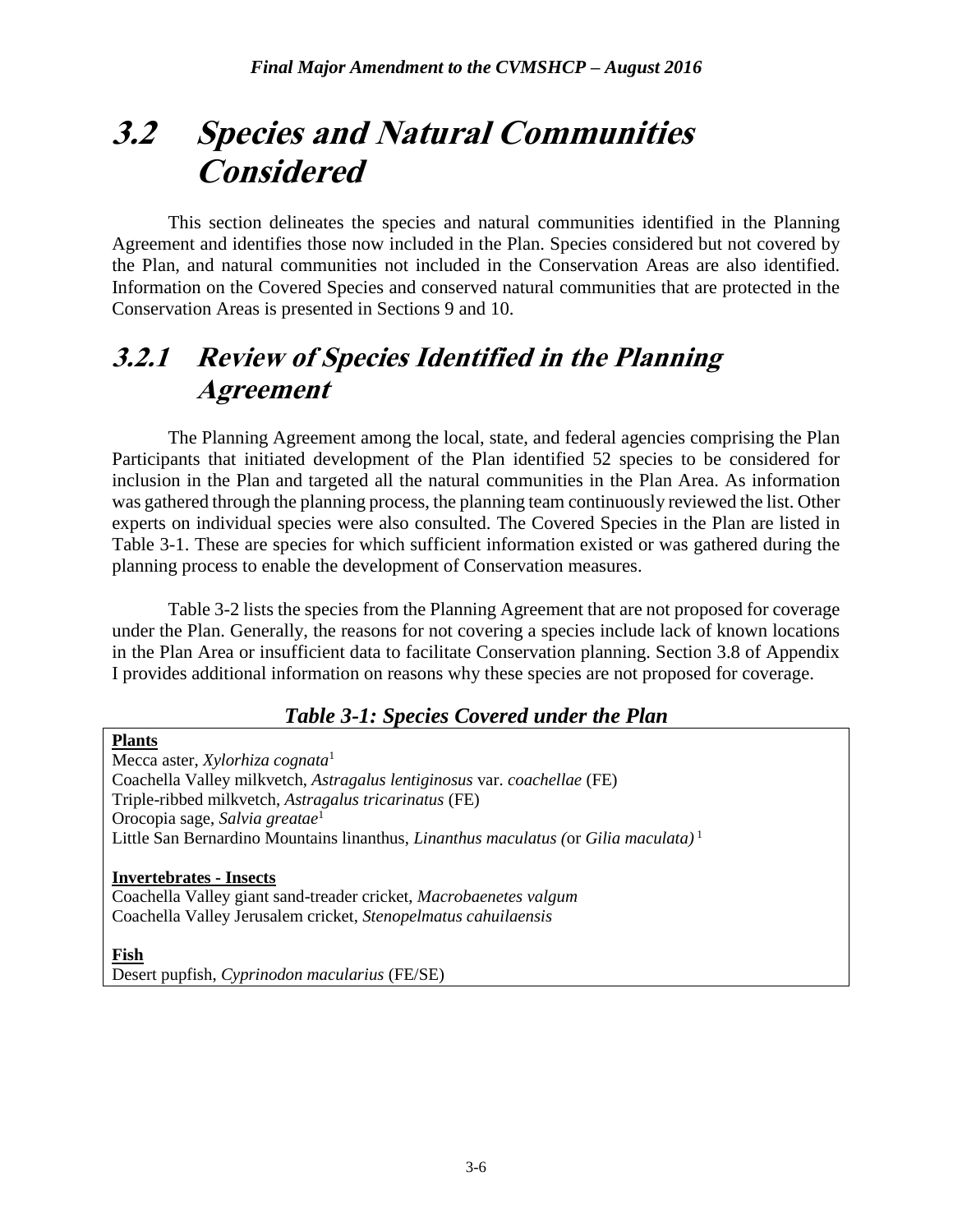# 3.2 Species and Natural Communities Considered

This section delineates the species and natural communities identified in the Planning Agreement and identifies those now included in the Plan. Species considered but not covered by the Plan, and natural communities not included in the Conservation Areas are also identified. Information on the Covered Species and conserved natural communities that are protected in the Conservation Areas is presented in Sections 9 and 10.

## 3.2.1 Review of Species Identified in the Planning Agreement

The Planning Agreement among the local, state, and federal agencies comprising the Plan Participants that initiated development of the Plan identified 52 species to be considered for inclusion in the Plan and targeted all the natural communities in the Plan Area. As information was gathered through the planning process, the planning team continuously reviewed the list. Other experts on individual species were also consulted. The Covered Species in the Plan are listed in Table 3-1. These are species for which sufficient information existed or was gathered during the planning process to enable the development of Conservation measures.

Table 3-2 lists the species from the Planning Agreement that are not proposed for coverage under the Plan. Generally, the reasons for not covering a species include lack of known locations in the Plan Area or insufficient data to facilitate Conservation planning. Section 3.8 of Appendix I provides additional information on reasons why these species are not proposed for coverage.

***Table 3-1: Species Covered under the Plan***

**Plants**
Mecca aster, *Xylorhiza cognata*[1]
Coachella Valley milkvetch, *Astragalus lentiginosus* var. *coachellae* (FE)
Triple-ribbed milkvetch, *Astragalus tricarinatus* (FE)
Orocopia sage, *Salvia greatae*[1]
Little San Bernardino Mountains linanthus, *Linanthus maculatus (*or *Gilia maculata)*[1]

**Invertebrates - Insects**
Coachella Valley giant sand-treader cricket, *Macrobaenetes valgum*
Coachella Valley Jerusalem cricket, *Stenopelmatus cahuilaensis*

**Fish**
Desert pupfish, *Cyprinodon macularius* (FE/SE)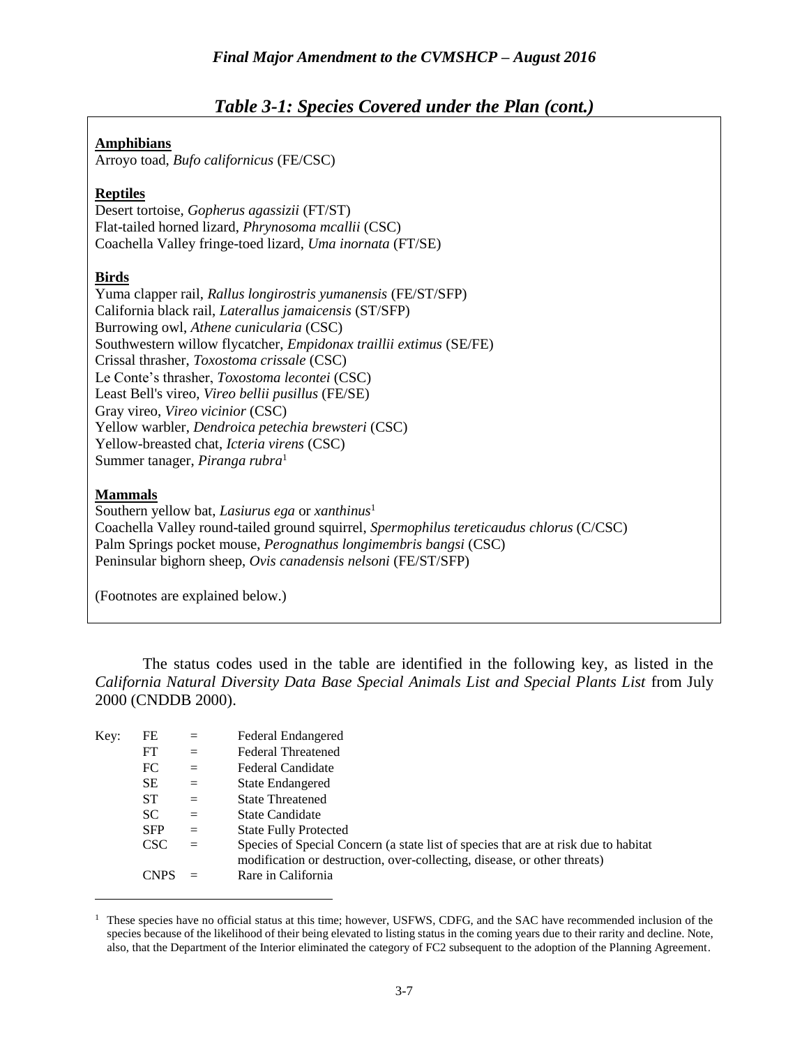## *Table 3-1: Species Covered under the Plan (cont.)*

**Amphibians**

Arroyo toad, *Bufo californicus* (FE/CSC)

**Reptiles**

Desert tortoise, *Gopherus agassizii* (FT/ST)
Flat-tailed horned lizard, *Phrynosoma mcallii* (CSC)
Coachella Valley fringe-toed lizard, *Uma inornata* (FT/SE)

**Birds**

Yuma clapper rail, *Rallus longirostris yumanensis* (FE/ST/SFP)
California black rail, *Laterallus jamaicensis* (ST/SFP)
Burrowing owl, *Athene cunicularia* (CSC)
Southwestern willow flycatcher, *Empidonax traillii extimus* (SE/FE)
Crissal thrasher, *Toxostoma crissale* (CSC)
Le Conte's thrasher, *Toxostoma lecontei* (CSC)
Least Bell's vireo, *Vireo bellii pusillus* (FE/SE)
Gray vireo, *Vireo vicinior* (CSC)
Yellow warbler, *Dendroica petechia brewsteri* (CSC)
Yellow-breasted chat, *Icteria virens* (CSC)
Summer tanager, *Piranga rubra*[1]

**Mammals**

Southern yellow bat, *Lasiurus ega* or *xanthinus*[1]
Coachella Valley round-tailed ground squirrel, *Spermophilus tereticaudus chlorus* (C/CSC)
Palm Springs pocket mouse, *Perognathus longimembris bangsi* (CSC)
Peninsular bighorn sheep, *Ovis canadensis nelsoni* (FE/ST/SFP)

(Footnotes are explained below.)

The status codes used in the table are identified in the following key, as listed in the *California Natural Diversity Data Base Special Animals List and Special Plants List* from July 2000 (CNDDB 2000).

Key:

| Code | | Meaning |
|---|---|---|
| FE | = | Federal Endangered |
| FT | = | Federal Threatened |
| FC | = | Federal Candidate |
| SE | = | State Endangered |
| ST | = | State Threatened |
| SC | = | State Candidate |
| SFP | = | State Fully Protected |
| CSC | = | Species of Special Concern (a state list of species that are at risk due to habitat modification or destruction, over-collecting, disease, or other threats) |
| CNPS | = | Rare in California |

[1] These species have no official status at this time; however, USFWS, CDFG, and the SAC have recommended inclusion of the species because of the likelihood of their being elevated to listing status in the coming years due to their rarity and decline. Note, also, that the Department of the Interior eliminated the category of FC2 subsequent to the adoption of the Planning Agreement.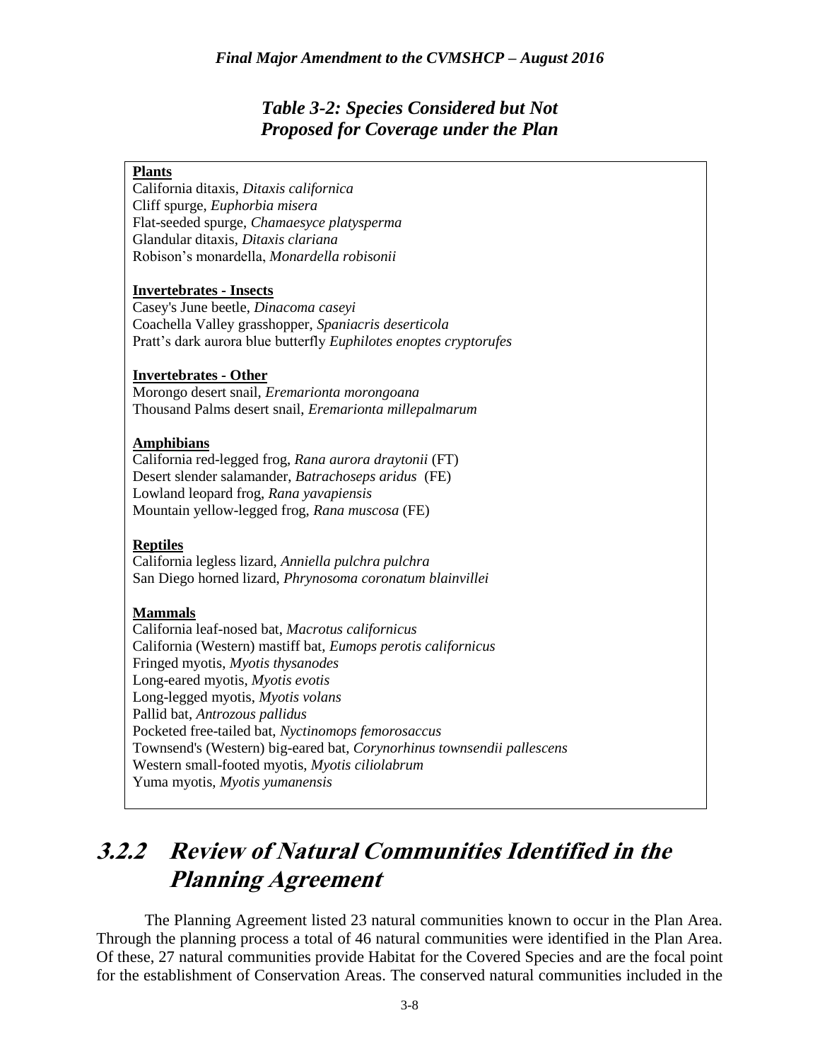*Table 3-2: Species Considered but Not Proposed for Coverage under the Plan*

**Plants**
California ditaxis, *Ditaxis californica*
Cliff spurge, *Euphorbia misera*
Flat-seeded spurge, *Chamaesyce platysperma*
Glandular ditaxis, *Ditaxis clariana*
Robison's monardella, *Monardella robisonii*

**Invertebrates - Insects**
Casey's June beetle, *Dinacoma caseyi*
Coachella Valley grasshopper, *Spaniacris deserticola*
Pratt's dark aurora blue butterfly *Euphilotes enoptes cryptorufes*

**Invertebrates - Other**
Morongo desert snail, *Eremarionta morongoana*
Thousand Palms desert snail, *Eremarionta millepalmarum*

**Amphibians**
California red-legged frog, *Rana aurora draytonii* (FT)
Desert slender salamander, *Batrachoseps aridus* (FE)
Lowland leopard frog, *Rana yavapiensis*
Mountain yellow-legged frog, *Rana muscosa* (FE)

**Reptiles**
California legless lizard, *Anniella pulchra pulchra*
San Diego horned lizard, *Phrynosoma coronatum blainvillei*

**Mammals**
California leaf-nosed bat, *Macrotus californicus*
California (Western) mastiff bat, *Eumops perotis californicus*
Fringed myotis, *Myotis thysanodes*
Long-eared myotis, *Myotis evotis*
Long-legged myotis, *Myotis volans*
Pallid bat, *Antrozous pallidus*
Pocketed free-tailed bat, *Nyctinomops femorosaccus*
Townsend's (Western) big-eared bat, *Corynorhinus townsendii pallescens*
Western small-footed myotis, *Myotis ciliolabrum*
Yuma myotis, *Myotis yumanensis*

## 3.2.2 Review of Natural Communities Identified in the Planning Agreement

The Planning Agreement listed 23 natural communities known to occur in the Plan Area. Through the planning process a total of 46 natural communities were identified in the Plan Area. Of these, 27 natural communities provide Habitat for the Covered Species and are the focal point for the establishment of Conservation Areas. The conserved natural communities included in the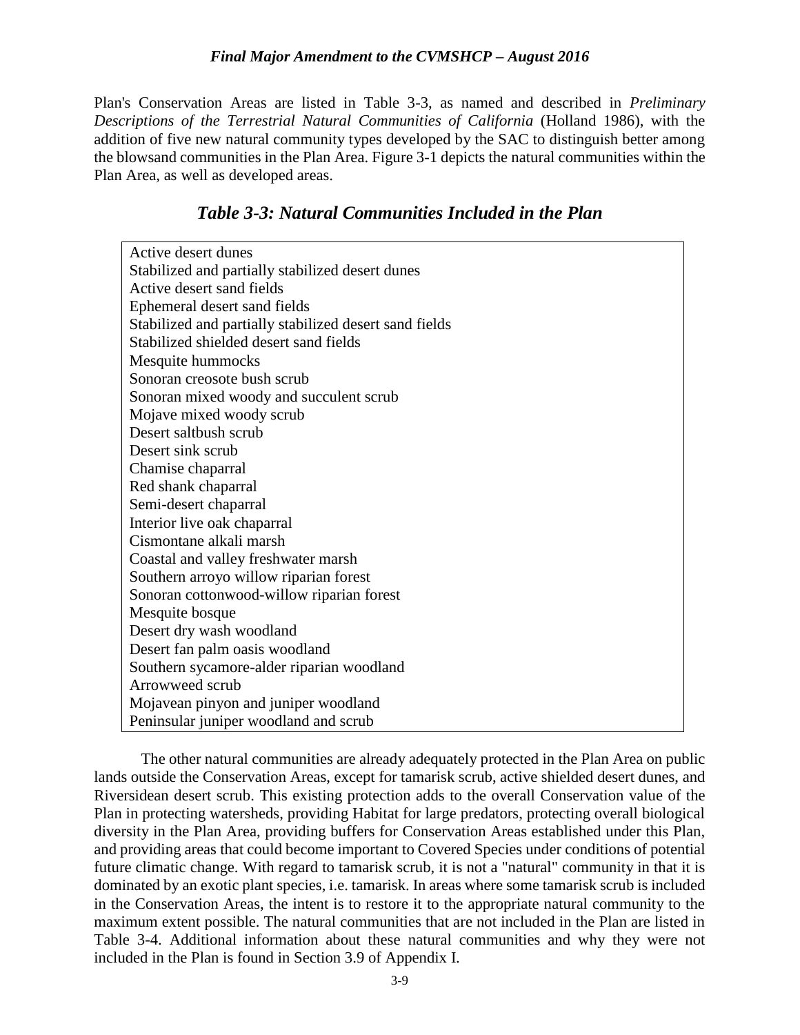Plan's Conservation Areas are listed in Table 3-3, as named and described in *Preliminary Descriptions of the Terrestrial Natural Communities of California* (Holland 1986), with the addition of five new natural community types developed by the SAC to distinguish better among the blowsand communities in the Plan Area. Figure 3-1 depicts the natural communities within the Plan Area, as well as developed areas.

## *Table 3-3: Natural Communities Included in the Plan*

| |
|---|
| Active desert dunes |
| Stabilized and partially stabilized desert dunes |
| Active desert sand fields |
| Ephemeral desert sand fields |
| Stabilized and partially stabilized desert sand fields |
| Stabilized shielded desert sand fields |
| Mesquite hummocks |
| Sonoran creosote bush scrub |
| Sonoran mixed woody and succulent scrub |
| Mojave mixed woody scrub |
| Desert saltbush scrub |
| Desert sink scrub |
| Chamise chaparral |
| Red shank chaparral |
| Semi-desert chaparral |
| Interior live oak chaparral |
| Cismontane alkali marsh |
| Coastal and valley freshwater marsh |
| Southern arroyo willow riparian forest |
| Sonoran cottonwood-willow riparian forest |
| Mesquite bosque |
| Desert dry wash woodland |
| Desert fan palm oasis woodland |
| Southern sycamore-alder riparian woodland |
| Arrowweed scrub |
| Mojavean pinyon and juniper woodland |
| Peninsular juniper woodland and scrub |

The other natural communities are already adequately protected in the Plan Area on public lands outside the Conservation Areas, except for tamarisk scrub, active shielded desert dunes, and Riversidean desert scrub. This existing protection adds to the overall Conservation value of the Plan in protecting watersheds, providing Habitat for large predators, protecting overall biological diversity in the Plan Area, providing buffers for Conservation Areas established under this Plan, and providing areas that could become important to Covered Species under conditions of potential future climatic change. With regard to tamarisk scrub, it is not a "natural" community in that it is dominated by an exotic plant species, i.e. tamarisk. In areas where some tamarisk scrub is included in the Conservation Areas, the intent is to restore it to the appropriate natural community to the maximum extent possible. The natural communities that are not included in the Plan are listed in Table 3-4. Additional information about these natural communities and why they were not included in the Plan is found in Section 3.9 of Appendix I.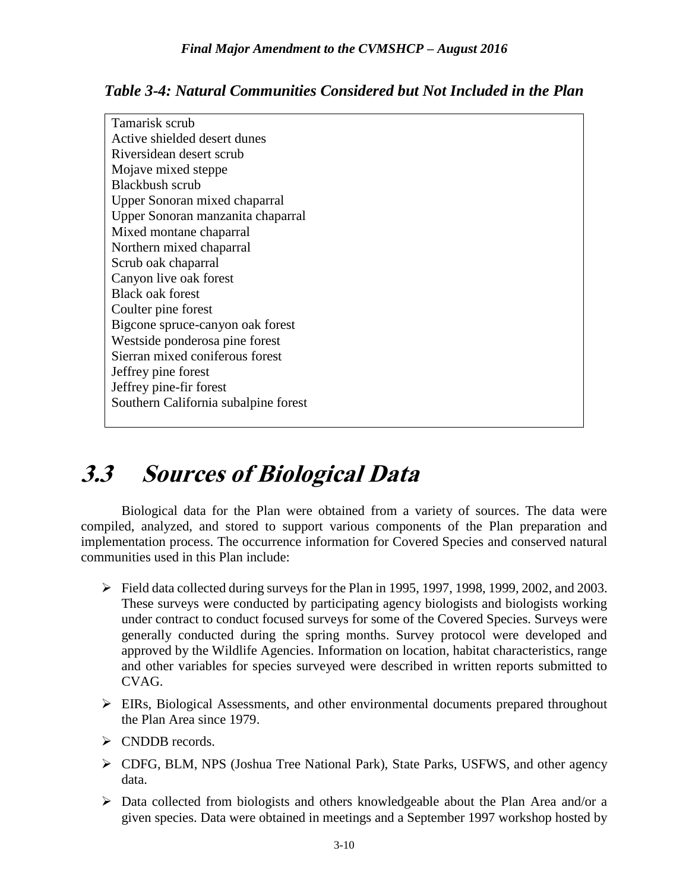*Table 3-4: Natural Communities Considered but Not Included in the Plan*

| |
|---|
| Tamarisk scrub |
| Active shielded desert dunes |
| Riversidean desert scrub |
| Mojave mixed steppe |
| Blackbush scrub |
| Upper Sonoran mixed chaparral |
| Upper Sonoran manzanita chaparral |
| Mixed montane chaparral |
| Northern mixed chaparral |
| Scrub oak chaparral |
| Canyon live oak forest |
| Black oak forest |
| Coulter pine forest |
| Bigcone spruce-canyon oak forest |
| Westside ponderosa pine forest |
| Sierran mixed coniferous forest |
| Jeffrey pine forest |
| Jeffrey pine-fir forest |
| Southern California subalpine forest |

# 3.3 Sources of Biological Data

Biological data for the Plan were obtained from a variety of sources. The data were compiled, analyzed, and stored to support various components of the Plan preparation and implementation process. The occurrence information for Covered Species and conserved natural communities used in this Plan include:

- Field data collected during surveys for the Plan in 1995, 1997, 1998, 1999, 2002, and 2003. These surveys were conducted by participating agency biologists and biologists working under contract to conduct focused surveys for some of the Covered Species. Surveys were generally conducted during the spring months. Survey protocol were developed and approved by the Wildlife Agencies. Information on location, habitat characteristics, range and other variables for species surveyed were described in written reports submitted to CVAG.
- EIRs, Biological Assessments, and other environmental documents prepared throughout the Plan Area since 1979.
- CNDDB records.
- CDFG, BLM, NPS (Joshua Tree National Park), State Parks, USFWS, and other agency data.
- Data collected from biologists and others knowledgeable about the Plan Area and/or a given species. Data were obtained in meetings and a September 1997 workshop hosted by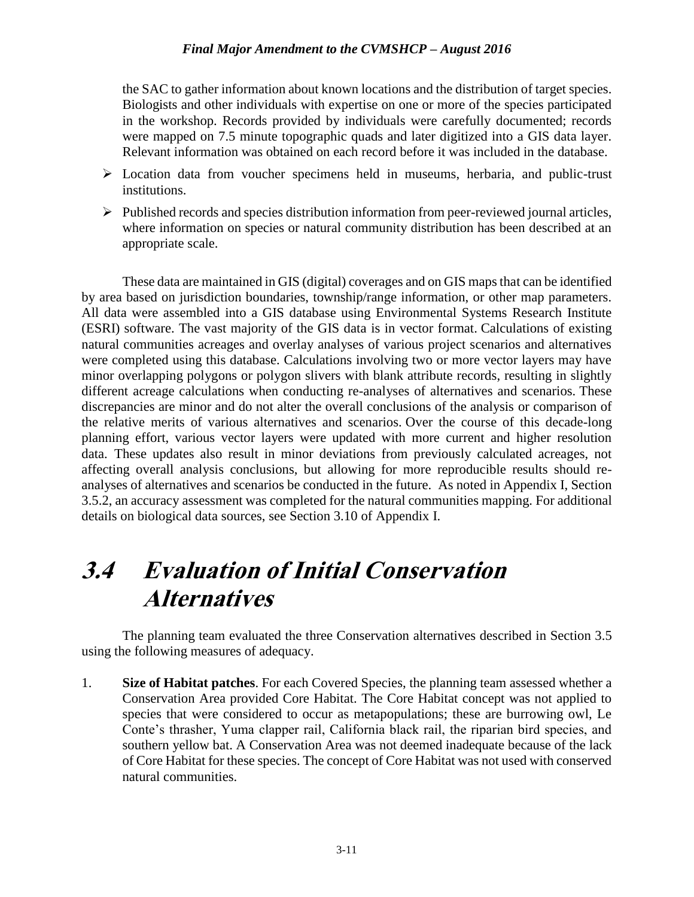the SAC to gather information about known locations and the distribution of target species. Biologists and other individuals with expertise on one or more of the species participated in the workshop. Records provided by individuals were carefully documented; records were mapped on 7.5 minute topographic quads and later digitized into a GIS data layer. Relevant information was obtained on each record before it was included in the database.

- Location data from voucher specimens held in museums, herbaria, and public-trust institutions.
- Published records and species distribution information from peer-reviewed journal articles, where information on species or natural community distribution has been described at an appropriate scale.

These data are maintained in GIS (digital) coverages and on GIS maps that can be identified by area based on jurisdiction boundaries, township/range information, or other map parameters. All data were assembled into a GIS database using Environmental Systems Research Institute (ESRI) software. The vast majority of the GIS data is in vector format. Calculations of existing natural communities acreages and overlay analyses of various project scenarios and alternatives were completed using this database. Calculations involving two or more vector layers may have minor overlapping polygons or polygon slivers with blank attribute records, resulting in slightly different acreage calculations when conducting re-analyses of alternatives and scenarios. These discrepancies are minor and do not alter the overall conclusions of the analysis or comparison of the relative merits of various alternatives and scenarios. Over the course of this decade-long planning effort, various vector layers were updated with more current and higher resolution data. These updates also result in minor deviations from previously calculated acreages, not affecting overall analysis conclusions, but allowing for more reproducible results should re-analyses of alternatives and scenarios be conducted in the future. As noted in Appendix I, Section 3.5.2, an accuracy assessment was completed for the natural communities mapping. For additional details on biological data sources, see Section 3.10 of Appendix I.

# 3.4 Evaluation of Initial Conservation Alternatives

The planning team evaluated the three Conservation alternatives described in Section 3.5 using the following measures of adequacy.

1. **Size of Habitat patches**. For each Covered Species, the planning team assessed whether a Conservation Area provided Core Habitat. The Core Habitat concept was not applied to species that were considered to occur as metapopulations; these are burrowing owl, Le Conte's thrasher, Yuma clapper rail, California black rail, the riparian bird species, and southern yellow bat. A Conservation Area was not deemed inadequate because of the lack of Core Habitat for these species. The concept of Core Habitat was not used with conserved natural communities.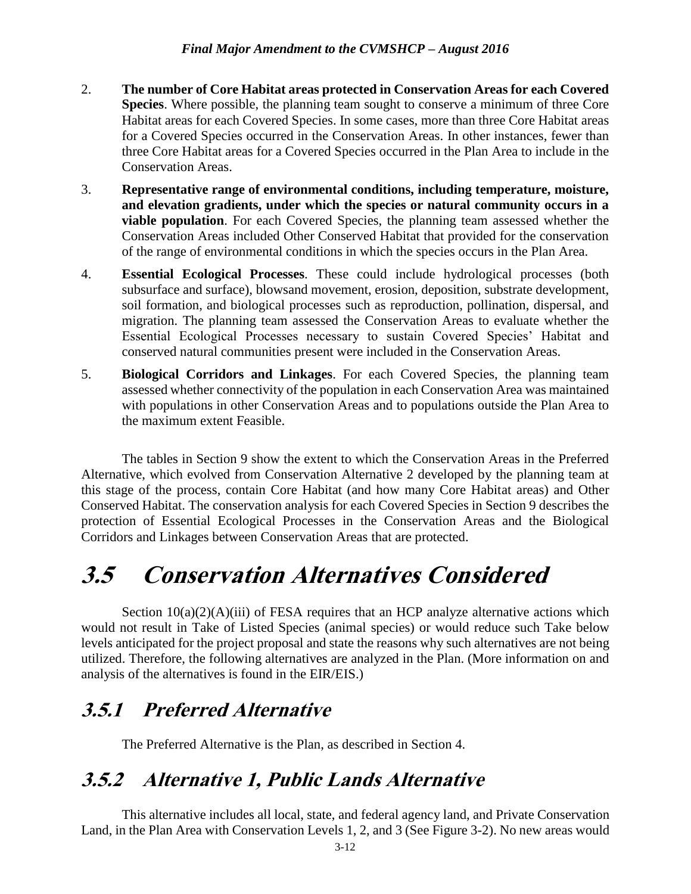2. **The number of Core Habitat areas protected in Conservation Areas for each Covered Species**. Where possible, the planning team sought to conserve a minimum of three Core Habitat areas for each Covered Species. In some cases, more than three Core Habitat areas for a Covered Species occurred in the Conservation Areas. In other instances, fewer than three Core Habitat areas for a Covered Species occurred in the Plan Area to include in the Conservation Areas.

3. **Representative range of environmental conditions, including temperature, moisture, and elevation gradients, under which the species or natural community occurs in a viable population**. For each Covered Species, the planning team assessed whether the Conservation Areas included Other Conserved Habitat that provided for the conservation of the range of environmental conditions in which the species occurs in the Plan Area.

4. **Essential Ecological Processes**. These could include hydrological processes (both subsurface and surface), blowsand movement, erosion, deposition, substrate development, soil formation, and biological processes such as reproduction, pollination, dispersal, and migration. The planning team assessed the Conservation Areas to evaluate whether the Essential Ecological Processes necessary to sustain Covered Species' Habitat and conserved natural communities present were included in the Conservation Areas.

5. **Biological Corridors and Linkages**. For each Covered Species, the planning team assessed whether connectivity of the population in each Conservation Area was maintained with populations in other Conservation Areas and to populations outside the Plan Area to the maximum extent Feasible.

The tables in Section 9 show the extent to which the Conservation Areas in the Preferred Alternative, which evolved from Conservation Alternative 2 developed by the planning team at this stage of the process, contain Core Habitat (and how many Core Habitat areas) and Other Conserved Habitat. The conservation analysis for each Covered Species in Section 9 describes the protection of Essential Ecological Processes in the Conservation Areas and the Biological Corridors and Linkages between Conservation Areas that are protected.

# 3.5 Conservation Alternatives Considered

Section 10(a)(2)(A)(iii) of FESA requires that an HCP analyze alternative actions which would not result in Take of Listed Species (animal species) or would reduce such Take below levels anticipated for the project proposal and state the reasons why such alternatives are not being utilized. Therefore, the following alternatives are analyzed in the Plan. (More information on and analysis of the alternatives is found in the EIR/EIS.)

## 3.5.1 Preferred Alternative

The Preferred Alternative is the Plan, as described in Section 4.

## 3.5.2 Alternative 1, Public Lands Alternative

This alternative includes all local, state, and federal agency land, and Private Conservation Land, in the Plan Area with Conservation Levels 1, 2, and 3 (See Figure 3-2). No new areas would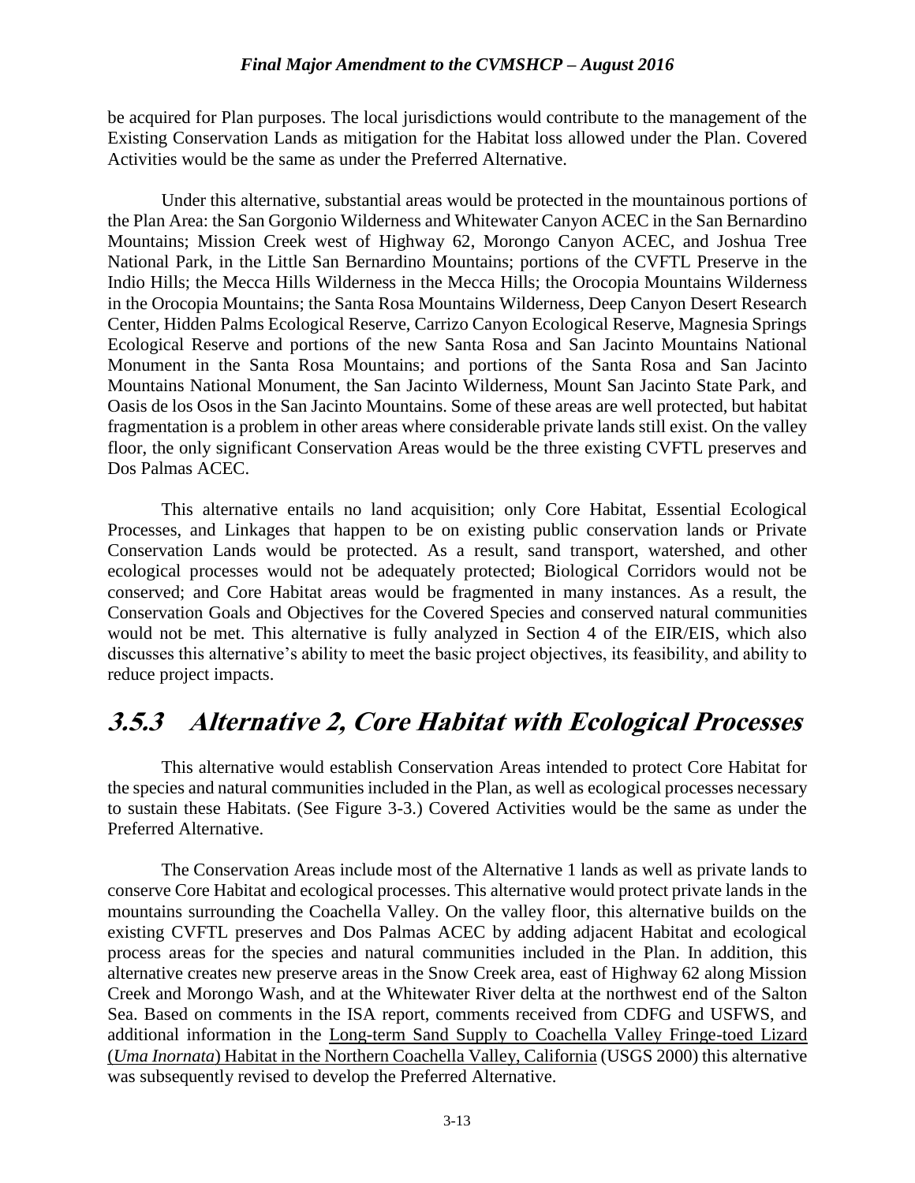be acquired for Plan purposes. The local jurisdictions would contribute to the management of the Existing Conservation Lands as mitigation for the Habitat loss allowed under the Plan. Covered Activities would be the same as under the Preferred Alternative.

Under this alternative, substantial areas would be protected in the mountainous portions of the Plan Area: the San Gorgonio Wilderness and Whitewater Canyon ACEC in the San Bernardino Mountains; Mission Creek west of Highway 62, Morongo Canyon ACEC, and Joshua Tree National Park, in the Little San Bernardino Mountains; portions of the CVFTL Preserve in the Indio Hills; the Mecca Hills Wilderness in the Mecca Hills; the Orocopia Mountains Wilderness in the Orocopia Mountains; the Santa Rosa Mountains Wilderness, Deep Canyon Desert Research Center, Hidden Palms Ecological Reserve, Carrizo Canyon Ecological Reserve, Magnesia Springs Ecological Reserve and portions of the new Santa Rosa and San Jacinto Mountains National Monument in the Santa Rosa Mountains; and portions of the Santa Rosa and San Jacinto Mountains National Monument, the San Jacinto Wilderness, Mount San Jacinto State Park, and Oasis de los Osos in the San Jacinto Mountains. Some of these areas are well protected, but habitat fragmentation is a problem in other areas where considerable private lands still exist. On the valley floor, the only significant Conservation Areas would be the three existing CVFTL preserves and Dos Palmas ACEC.

This alternative entails no land acquisition; only Core Habitat, Essential Ecological Processes, and Linkages that happen to be on existing public conservation lands or Private Conservation Lands would be protected. As a result, sand transport, watershed, and other ecological processes would not be adequately protected; Biological Corridors would not be conserved; and Core Habitat areas would be fragmented in many instances. As a result, the Conservation Goals and Objectives for the Covered Species and conserved natural communities would not be met. This alternative is fully analyzed in Section 4 of the EIR/EIS, which also discusses this alternative's ability to meet the basic project objectives, its feasibility, and ability to reduce project impacts.

## 3.5.3 Alternative 2, Core Habitat with Ecological Processes

This alternative would establish Conservation Areas intended to protect Core Habitat for the species and natural communities included in the Plan, as well as ecological processes necessary to sustain these Habitats. (See Figure 3-3.) Covered Activities would be the same as under the Preferred Alternative.

The Conservation Areas include most of the Alternative 1 lands as well as private lands to conserve Core Habitat and ecological processes. This alternative would protect private lands in the mountains surrounding the Coachella Valley. On the valley floor, this alternative builds on the existing CVFTL preserves and Dos Palmas ACEC by adding adjacent Habitat and ecological process areas for the species and natural communities included in the Plan. In addition, this alternative creates new preserve areas in the Snow Creek area, east of Highway 62 along Mission Creek and Morongo Wash, and at the Whitewater River delta at the northwest end of the Salton Sea. Based on comments in the ISA report, comments received from CDFG and USFWS, and additional information in the Long-term Sand Supply to Coachella Valley Fringe-toed Lizard (*Uma Inornata*) Habitat in the Northern Coachella Valley, California (USGS 2000) this alternative was subsequently revised to develop the Preferred Alternative.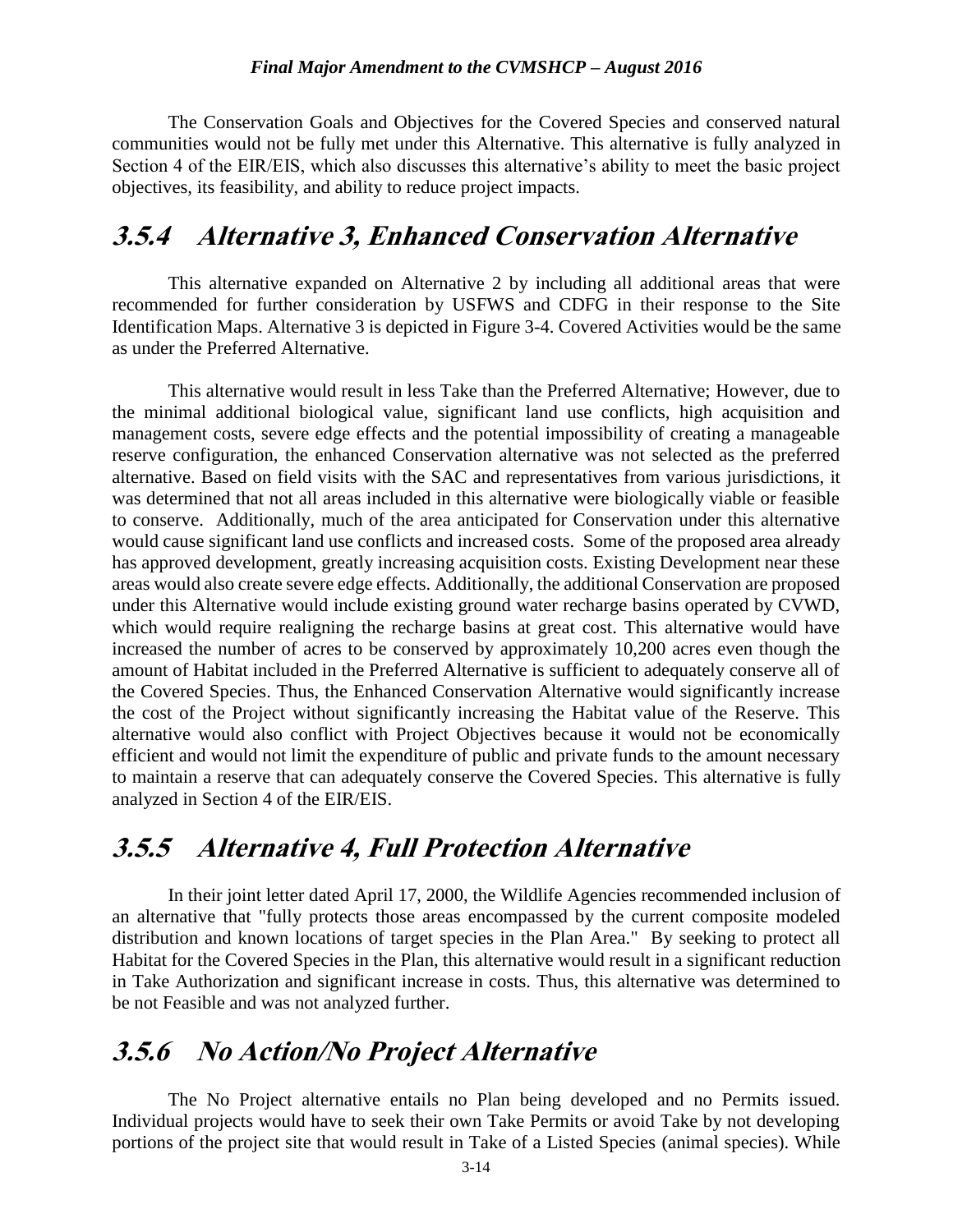The Conservation Goals and Objectives for the Covered Species and conserved natural communities would not be fully met under this Alternative. This alternative is fully analyzed in Section 4 of the EIR/EIS, which also discusses this alternative's ability to meet the basic project objectives, its feasibility, and ability to reduce project impacts.

## 3.5.4 Alternative 3, Enhanced Conservation Alternative

This alternative expanded on Alternative 2 by including all additional areas that were recommended for further consideration by USFWS and CDFG in their response to the Site Identification Maps. Alternative 3 is depicted in Figure 3-4. Covered Activities would be the same as under the Preferred Alternative.

This alternative would result in less Take than the Preferred Alternative; However, due to the minimal additional biological value, significant land use conflicts, high acquisition and management costs, severe edge effects and the potential impossibility of creating a manageable reserve configuration, the enhanced Conservation alternative was not selected as the preferred alternative. Based on field visits with the SAC and representatives from various jurisdictions, it was determined that not all areas included in this alternative were biologically viable or feasible to conserve. Additionally, much of the area anticipated for Conservation under this alternative would cause significant land use conflicts and increased costs. Some of the proposed area already has approved development, greatly increasing acquisition costs. Existing Development near these areas would also create severe edge effects. Additionally, the additional Conservation are proposed under this Alternative would include existing ground water recharge basins operated by CVWD, which would require realigning the recharge basins at great cost. This alternative would have increased the number of acres to be conserved by approximately 10,200 acres even though the amount of Habitat included in the Preferred Alternative is sufficient to adequately conserve all of the Covered Species. Thus, the Enhanced Conservation Alternative would significantly increase the cost of the Project without significantly increasing the Habitat value of the Reserve. This alternative would also conflict with Project Objectives because it would not be economically efficient and would not limit the expenditure of public and private funds to the amount necessary to maintain a reserve that can adequately conserve the Covered Species. This alternative is fully analyzed in Section 4 of the EIR/EIS.

## 3.5.5 Alternative 4, Full Protection Alternative

In their joint letter dated April 17, 2000, the Wildlife Agencies recommended inclusion of an alternative that "fully protects those areas encompassed by the current composite modeled distribution and known locations of target species in the Plan Area." By seeking to protect all Habitat for the Covered Species in the Plan, this alternative would result in a significant reduction in Take Authorization and significant increase in costs. Thus, this alternative was determined to be not Feasible and was not analyzed further.

## 3.5.6 No Action/No Project Alternative

The No Project alternative entails no Plan being developed and no Permits issued. Individual projects would have to seek their own Take Permits or avoid Take by not developing portions of the project site that would result in Take of a Listed Species (animal species). While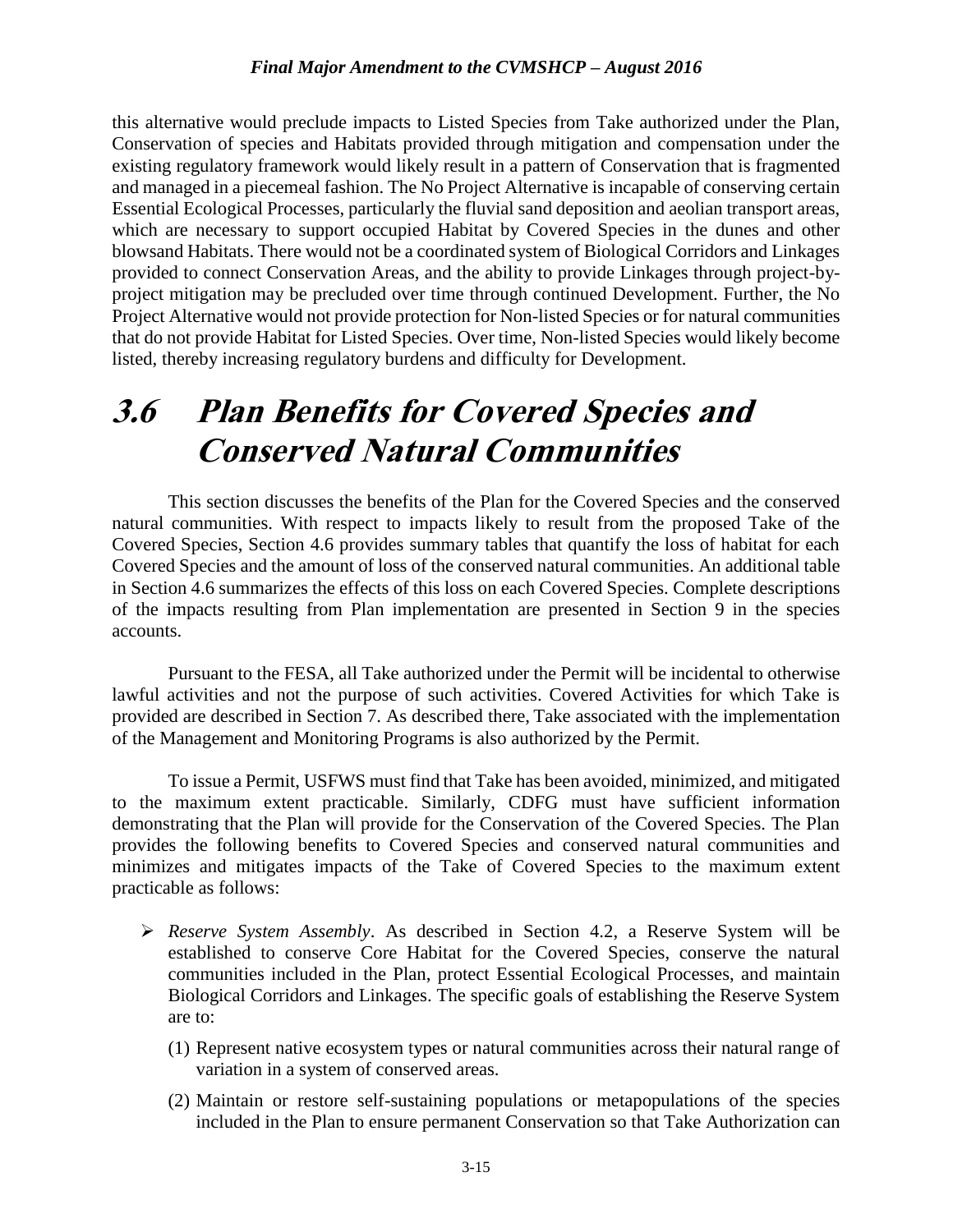this alternative would preclude impacts to Listed Species from Take authorized under the Plan, Conservation of species and Habitats provided through mitigation and compensation under the existing regulatory framework would likely result in a pattern of Conservation that is fragmented and managed in a piecemeal fashion. The No Project Alternative is incapable of conserving certain Essential Ecological Processes, particularly the fluvial sand deposition and aeolian transport areas, which are necessary to support occupied Habitat by Covered Species in the dunes and other blowsand Habitats. There would not be a coordinated system of Biological Corridors and Linkages provided to connect Conservation Areas, and the ability to provide Linkages through project-by-project mitigation may be precluded over time through continued Development. Further, the No Project Alternative would not provide protection for Non-listed Species or for natural communities that do not provide Habitat for Listed Species. Over time, Non-listed Species would likely become listed, thereby increasing regulatory burdens and difficulty for Development.

## *3.6 Plan Benefits for Covered Species and Conserved Natural Communities*

This section discusses the benefits of the Plan for the Covered Species and the conserved natural communities. With respect to impacts likely to result from the proposed Take of the Covered Species, Section 4.6 provides summary tables that quantify the loss of habitat for each Covered Species and the amount of loss of the conserved natural communities. An additional table in Section 4.6 summarizes the effects of this loss on each Covered Species. Complete descriptions of the impacts resulting from Plan implementation are presented in Section 9 in the species accounts.

Pursuant to the FESA, all Take authorized under the Permit will be incidental to otherwise lawful activities and not the purpose of such activities. Covered Activities for which Take is provided are described in Section 7. As described there, Take associated with the implementation of the Management and Monitoring Programs is also authorized by the Permit.

To issue a Permit, USFWS must find that Take has been avoided, minimized, and mitigated to the maximum extent practicable. Similarly, CDFG must have sufficient information demonstrating that the Plan will provide for the Conservation of the Covered Species. The Plan provides the following benefits to Covered Species and conserved natural communities and minimizes and mitigates impacts of the Take of Covered Species to the maximum extent practicable as follows:

- *Reserve System Assembly*. As described in Section 4.2, a Reserve System will be established to conserve Core Habitat for the Covered Species, conserve the natural communities included in the Plan, protect Essential Ecological Processes, and maintain Biological Corridors and Linkages. The specific goals of establishing the Reserve System are to:
  1. Represent native ecosystem types or natural communities across their natural range of variation in a system of conserved areas.
  2. Maintain or restore self-sustaining populations or metapopulations of the species included in the Plan to ensure permanent Conservation so that Take Authorization can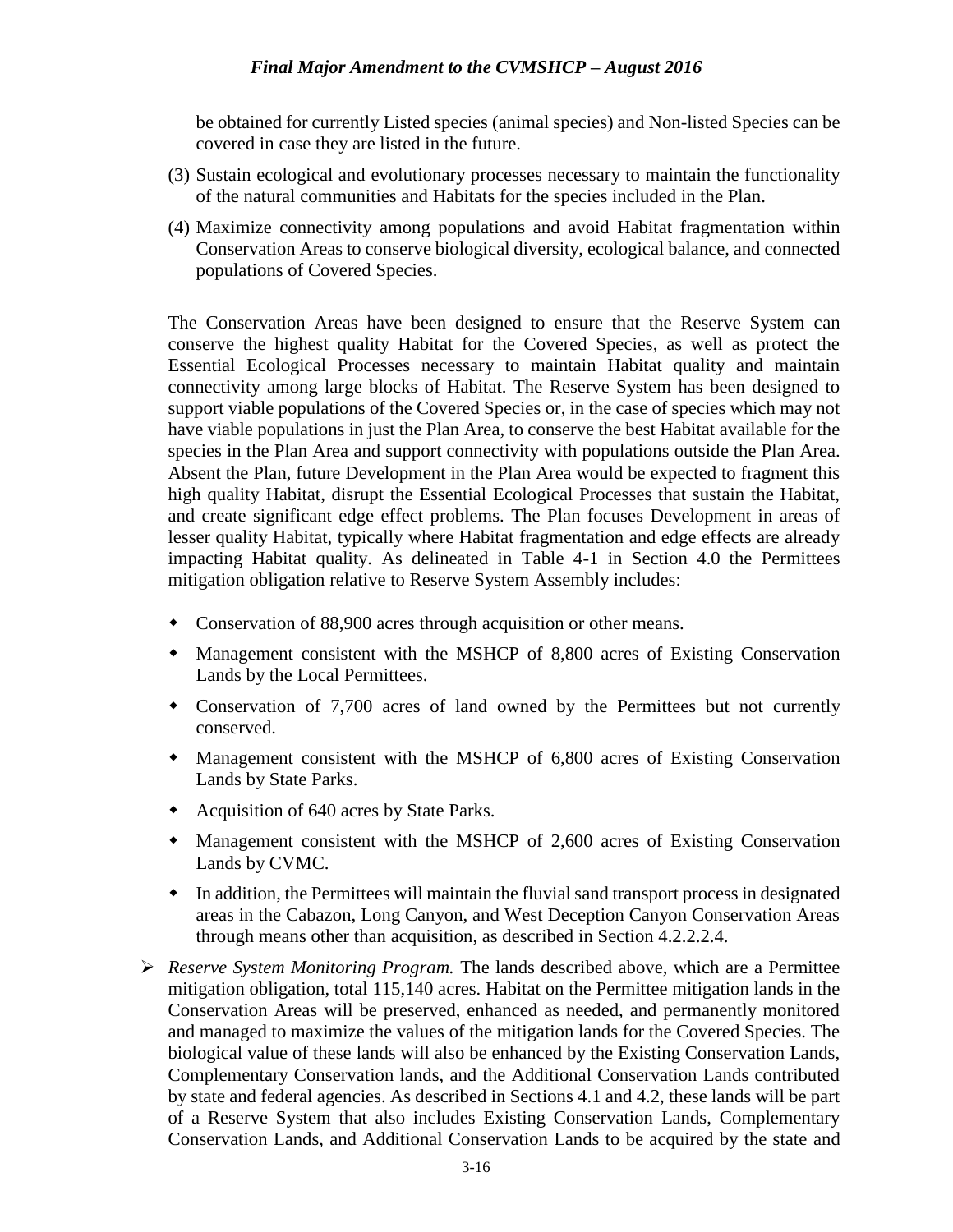be obtained for currently Listed species (animal species) and Non-listed Species can be covered in case they are listed in the future.

(3) Sustain ecological and evolutionary processes necessary to maintain the functionality of the natural communities and Habitats for the species included in the Plan.

(4) Maximize connectivity among populations and avoid Habitat fragmentation within Conservation Areas to conserve biological diversity, ecological balance, and connected populations of Covered Species.

The Conservation Areas have been designed to ensure that the Reserve System can conserve the highest quality Habitat for the Covered Species, as well as protect the Essential Ecological Processes necessary to maintain Habitat quality and maintain connectivity among large blocks of Habitat. The Reserve System has been designed to support viable populations of the Covered Species or, in the case of species which may not have viable populations in just the Plan Area, to conserve the best Habitat available for the species in the Plan Area and support connectivity with populations outside the Plan Area. Absent the Plan, future Development in the Plan Area would be expected to fragment this high quality Habitat, disrupt the Essential Ecological Processes that sustain the Habitat, and create significant edge effect problems. The Plan focuses Development in areas of lesser quality Habitat, typically where Habitat fragmentation and edge effects are already impacting Habitat quality. As delineated in Table 4-1 in Section 4.0 the Permittees mitigation obligation relative to Reserve System Assembly includes:

- Conservation of 88,900 acres through acquisition or other means.
- Management consistent with the MSHCP of 8,800 acres of Existing Conservation Lands by the Local Permittees.
- Conservation of 7,700 acres of land owned by the Permittees but not currently conserved.
- Management consistent with the MSHCP of 6,800 acres of Existing Conservation Lands by State Parks.
- Acquisition of 640 acres by State Parks.
- Management consistent with the MSHCP of 2,600 acres of Existing Conservation Lands by CVMC.
- In addition, the Permittees will maintain the fluvial sand transport process in designated areas in the Cabazon, Long Canyon, and West Deception Canyon Conservation Areas through means other than acquisition, as described in Section 4.2.2.2.4.

➢ *Reserve System Monitoring Program.* The lands described above, which are a Permittee mitigation obligation, total 115,140 acres. Habitat on the Permittee mitigation lands in the Conservation Areas will be preserved, enhanced as needed, and permanently monitored and managed to maximize the values of the mitigation lands for the Covered Species. The biological value of these lands will also be enhanced by the Existing Conservation Lands, Complementary Conservation lands, and the Additional Conservation Lands contributed by state and federal agencies. As described in Sections 4.1 and 4.2, these lands will be part of a Reserve System that also includes Existing Conservation Lands, Complementary Conservation Lands, and Additional Conservation Lands to be acquired by the state and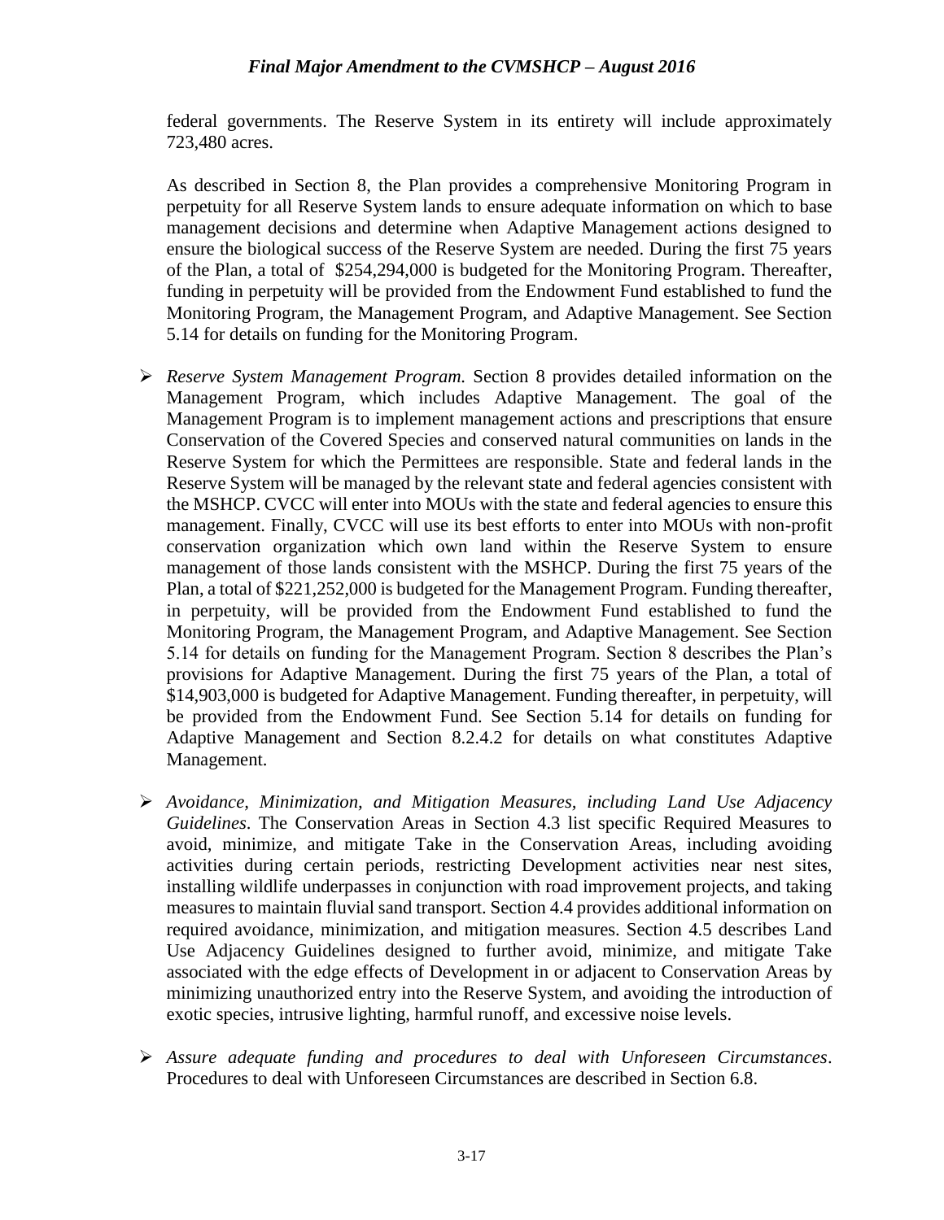federal governments. The Reserve System in its entirety will include approximately 723,480 acres.

As described in Section 8, the Plan provides a comprehensive Monitoring Program in perpetuity for all Reserve System lands to ensure adequate information on which to base management decisions and determine when Adaptive Management actions designed to ensure the biological success of the Reserve System are needed. During the first 75 years of the Plan, a total of $254,294,000 is budgeted for the Monitoring Program. Thereafter, funding in perpetuity will be provided from the Endowment Fund established to fund the Monitoring Program, the Management Program, and Adaptive Management. See Section 5.14 for details on funding for the Monitoring Program.

- *Reserve System Management Program.* Section 8 provides detailed information on the Management Program, which includes Adaptive Management. The goal of the Management Program is to implement management actions and prescriptions that ensure Conservation of the Covered Species and conserved natural communities on lands in the Reserve System for which the Permittees are responsible. State and federal lands in the Reserve System will be managed by the relevant state and federal agencies consistent with the MSHCP. CVCC will enter into MOUs with the state and federal agencies to ensure this management. Finally, CVCC will use its best efforts to enter into MOUs with non-profit conservation organization which own land within the Reserve System to ensure management of those lands consistent with the MSHCP. During the first 75 years of the Plan, a total of $221,252,000 is budgeted for the Management Program. Funding thereafter, in perpetuity, will be provided from the Endowment Fund established to fund the Monitoring Program, the Management Program, and Adaptive Management. See Section 5.14 for details on funding for the Management Program. Section 8 describes the Plan's provisions for Adaptive Management. During the first 75 years of the Plan, a total of $14,903,000 is budgeted for Adaptive Management. Funding thereafter, in perpetuity, will be provided from the Endowment Fund. See Section 5.14 for details on funding for Adaptive Management and Section 8.2.4.2 for details on what constitutes Adaptive Management.

- *Avoidance, Minimization, and Mitigation Measures, including Land Use Adjacency Guidelines*. The Conservation Areas in Section 4.3 list specific Required Measures to avoid, minimize, and mitigate Take in the Conservation Areas, including avoiding activities during certain periods, restricting Development activities near nest sites, installing wildlife underpasses in conjunction with road improvement projects, and taking measures to maintain fluvial sand transport. Section 4.4 provides additional information on required avoidance, minimization, and mitigation measures. Section 4.5 describes Land Use Adjacency Guidelines designed to further avoid, minimize, and mitigate Take associated with the edge effects of Development in or adjacent to Conservation Areas by minimizing unauthorized entry into the Reserve System, and avoiding the introduction of exotic species, intrusive lighting, harmful runoff, and excessive noise levels.

- *Assure adequate funding and procedures to deal with Unforeseen Circumstances*. Procedures to deal with Unforeseen Circumstances are described in Section 6.8.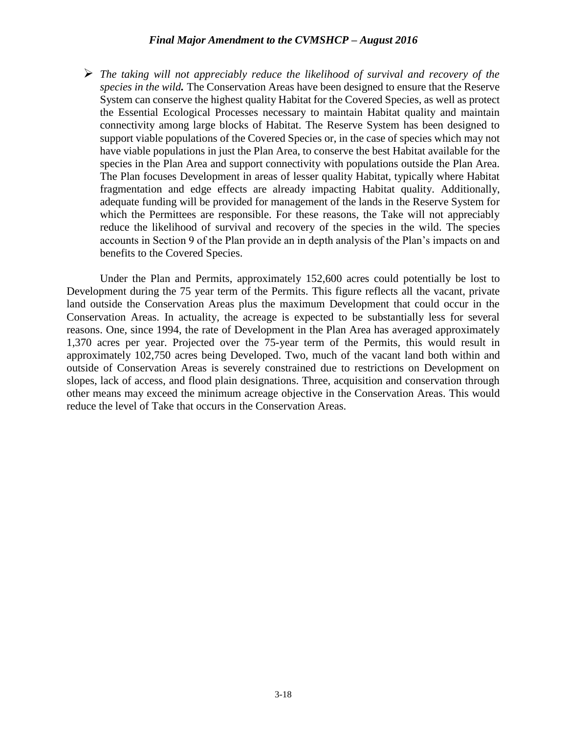- ***The taking will not appreciably reduce the likelihood of survival and recovery of the species in the wild.*** The Conservation Areas have been designed to ensure that the Reserve System can conserve the highest quality Habitat for the Covered Species, as well as protect the Essential Ecological Processes necessary to maintain Habitat quality and maintain connectivity among large blocks of Habitat. The Reserve System has been designed to support viable populations of the Covered Species or, in the case of species which may not have viable populations in just the Plan Area, to conserve the best Habitat available for the species in the Plan Area and support connectivity with populations outside the Plan Area. The Plan focuses Development in areas of lesser quality Habitat, typically where Habitat fragmentation and edge effects are already impacting Habitat quality. Additionally, adequate funding will be provided for management of the lands in the Reserve System for which the Permittees are responsible. For these reasons, the Take will not appreciably reduce the likelihood of survival and recovery of the species in the wild. The species accounts in Section 9 of the Plan provide an in depth analysis of the Plan's impacts on and benefits to the Covered Species.

Under the Plan and Permits, approximately 152,600 acres could potentially be lost to Development during the 75 year term of the Permits. This figure reflects all the vacant, private land outside the Conservation Areas plus the maximum Development that could occur in the Conservation Areas. In actuality, the acreage is expected to be substantially less for several reasons. One, since 1994, the rate of Development in the Plan Area has averaged approximately 1,370 acres per year. Projected over the 75-year term of the Permits, this would result in approximately 102,750 acres being Developed. Two, much of the vacant land both within and outside of Conservation Areas is severely constrained due to restrictions on Development on slopes, lack of access, and flood plain designations. Three, acquisition and conservation through other means may exceed the minimum acreage objective in the Conservation Areas. This would reduce the level of Take that occurs in the Conservation Areas.